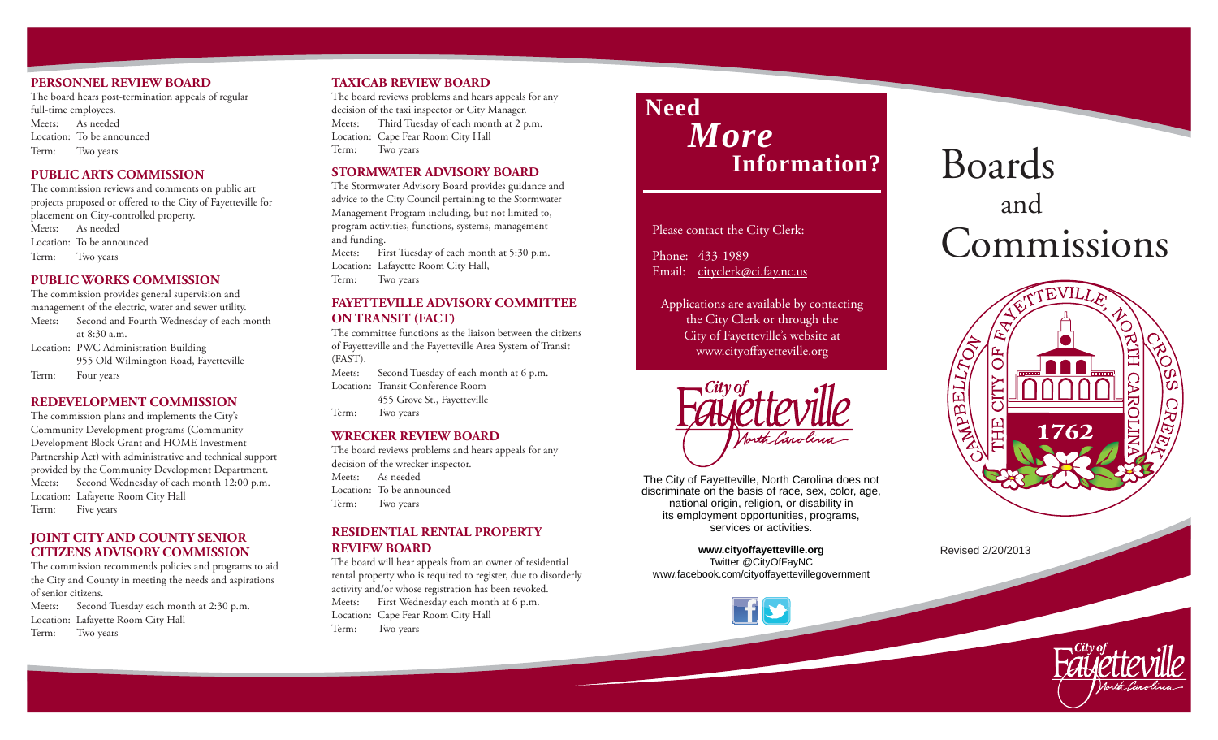## PERSONNEL REVIEW BOARD

The board hears post-termination appeals of regular full-time employees.

Meets: As needed
Location: To be announced
Term: Two years

## PUBLIC ARTS COMMISSION

The commission reviews and comments on public art projects proposed or offered to the City of Fayetteville for placement on City-controlled property.

Meets: As needed
Location: To be announced
Term: Two years

## PUBLIC WORKS COMMISSION

The commission provides general supervision and management of the electric, water and sewer utility.

Meets: Second and Fourth Wednesday of each month at 8:30 a.m.
Location: PWC Administration Building
955 Old Wilmington Road, Fayetteville
Term: Four years

## REDEVELOPMENT COMMISSION

The commission plans and implements the City's Community Development programs (Community Development Block Grant and HOME Investment Partnership Act) with administrative and technical support provided by the Community Development Department.

Meets: Second Wednesday of each month 12:00 p.m.
Location: Lafayette Room City Hall
Term: Five years

## JOINT CITY AND COUNTY SENIOR CITIZENS ADVISORY COMMISSION

The commission recommends policies and programs to aid the City and County in meeting the needs and aspirations of senior citizens.

Meets: Second Tuesday each month at 2:30 p.m.
Location: Lafayette Room City Hall
Term: Two years

## TAXICAB REVIEW BOARD

The board reviews problems and hears appeals for any decision of the taxi inspector or City Manager.

Meets: Third Tuesday of each month at 2 p.m.
Location: Cape Fear Room City Hall
Term: Two years

## STORMWATER ADVISORY BOARD

The Stormwater Advisory Board provides guidance and advice to the City Council pertaining to the Stormwater Management Program including, but not limited to, program activities, functions, systems, management and funding.

Meets: First Tuesday of each month at 5:30 p.m.
Location: Lafayette Room City Hall,
Term: Two years

## FAYETTEVILLE ADVISORY COMMITTEE ON TRANSIT (FACT)

The committee functions as the liaison between the citizens of Fayetteville and the Fayetteville Area System of Transit (FAST).

Meets: Second Tuesday of each month at 6 p.m.
Location: Transit Conference Room
455 Grove St., Fayetteville
Term: Two years

## WRECKER REVIEW BOARD

The board reviews problems and hears appeals for any decision of the wrecker inspector.

Meets: As needed
Location: To be announced
Term: Two years

## RESIDENTIAL RENTAL PROPERTY REVIEW BOARD

The board will hear appeals from an owner of residential rental property who is required to register, due to disorderly activity and/or whose registration has been revoked.

Meets: First Wednesday each month at 6 p.m.
Location: Cape Fear Room City Hall
Term: Two years

## Need *More* Information?

Please contact the City Clerk:

Phone: 433-1989
Email: cityclerk@ci.fay.nc.us

Applications are available by contacting the City Clerk or through the City of Fayetteville's website at www.cityoffayetteville.org

City of Fayetteville North Carolina

The City of Fayetteville, North Carolina does not discriminate on the basis of race, sex, color, age, national origin, religion, or disability in its employment opportunities, programs, services or activities.

**www.cityoffayetteville.org**
Twitter @CityOfFayNC
www.facebook.com/cityoffayettevillegovernment

# Boards and Commissions

THE CITY OF FAYETTEVILLE, NORTH CAROLINA — CAMPBELLTON — CROSS CREEK — 1762

Revised 2/20/2013

City of Fayetteville North Carolina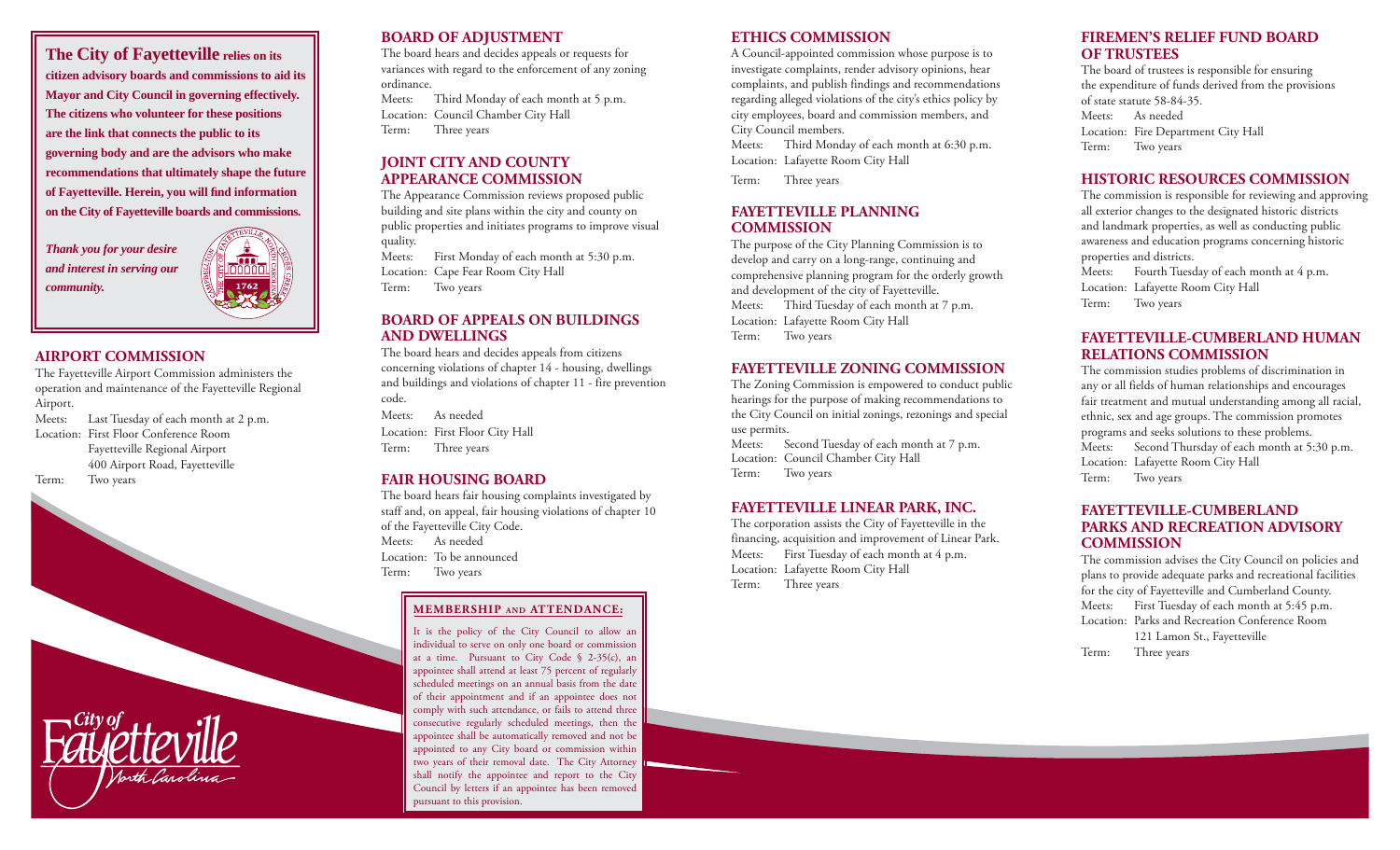**The City of Fayetteville relies on its citizen advisory boards and commissions to aid its Mayor and City Council in governing effectively. The citizens who volunteer for these positions are the link that connects the public to its governing body and are the advisors who make recommendations that ultimately shape the future of Fayetteville. Herein, you will find information on the City of Fayetteville boards and commissions.**

***Thank you for your desire and interest in serving our community.***

## AIRPORT COMMISSION

The Fayetteville Airport Commission administers the operation and maintenance of the Fayetteville Regional Airport.

Meets: Last Tuesday of each month at 2 p.m.
Location: First Floor Conference Room
Fayetteville Regional Airport
400 Airport Road, Fayetteville
Term: Two years

## BOARD OF ADJUSTMENT

The board hears and decides appeals or requests for variances with regard to the enforcement of any zoning ordinance.

Meets: Third Monday of each month at 5 p.m.
Location: Council Chamber City Hall
Term: Three years

## JOINT CITY AND COUNTY APPEARANCE COMMISSION

The Appearance Commission reviews proposed public building and site plans within the city and county on public properties and initiates programs to improve visual quality.

Meets: First Monday of each month at 5:30 p.m.
Location: Cape Fear Room City Hall
Term: Two years

## BOARD OF APPEALS ON BUILDINGS AND DWELLINGS

The board hears and decides appeals from citizens concerning violations of chapter 14 - housing, dwellings and buildings and violations of chapter 11 - fire prevention code.

Meets: As needed
Location: First Floor City Hall
Term: Three years

## FAIR HOUSING BOARD

The board hears fair housing complaints investigated by staff and, on appeal, fair housing violations of chapter 10 of the Fayetteville City Code.

Meets: As needed
Location: To be announced
Term: Two years

### MEMBERSHIP AND ATTENDANCE:

It is the policy of the City Council to allow an individual to serve on only one board or commission at a time. Pursuant to City Code § 2-35(c), an appointee shall attend at least 75 percent of regularly scheduled meetings on an annual basis from the date of their appointment and if an appointee does not comply with such attendance, or fails to attend three consecutive regularly scheduled meetings, then the appointee shall be automatically removed and not be appointed to any City board or commission within two years of their removal date. The City Attorney shall notify the appointee and report to the City Council by letters if an appointee has been removed pursuant to this provision.

## ETHICS COMMISSION

A Council-appointed commission whose purpose is to investigate complaints, render advisory opinions, hear complaints, and publish findings and recommendations regarding alleged violations of the city's ethics policy by city employees, board and commission members, and City Council members.

Meets: Third Monday of each month at 6:30 p.m.
Location: Lafayette Room City Hall
Term: Three years

## FAYETTEVILLE PLANNING COMMISSION

The purpose of the City Planning Commission is to develop and carry on a long-range, continuing and comprehensive planning program for the orderly growth and development of the city of Fayetteville.

Meets: Third Tuesday of each month at 7 p.m.
Location: Lafayette Room City Hall
Term: Two years

## FAYETTEVILLE ZONING COMMISSION

The Zoning Commission is empowered to conduct public hearings for the purpose of making recommendations to the City Council on initial zonings, rezonings and special use permits.

Meets: Second Tuesday of each month at 7 p.m.
Location: Council Chamber City Hall
Term: Two years

## FAYETTEVILLE LINEAR PARK, INC.

The corporation assists the City of Fayetteville in the financing, acquisition and improvement of Linear Park.

Meets: First Tuesday of each month at 4 p.m.
Location: Lafayette Room City Hall
Term: Three years

## FIREMEN'S RELIEF FUND BOARD OF TRUSTEES

The board of trustees is responsible for ensuring the expenditure of funds derived from the provisions of state statute 58-84-35.

Meets: As needed
Location: Fire Department City Hall
Term: Two years

## HISTORIC RESOURCES COMMISSION

The commission is responsible for reviewing and approving all exterior changes to the designated historic districts and landmark properties, as well as conducting public awareness and education programs concerning historic properties and districts.

Meets: Fourth Tuesday of each month at 4 p.m.
Location: Lafayette Room City Hall
Term: Two years

## FAYETTEVILLE-CUMBERLAND HUMAN RELATIONS COMMISSION

The commission studies problems of discrimination in any or all fields of human relationships and encourages fair treatment and mutual understanding among all racial, ethnic, sex and age groups. The commission promotes programs and seeks solutions to these problems.

Meets: Second Thursday of each month at 5:30 p.m.
Location: Lafayette Room City Hall
Term: Two years

## FAYETTEVILLE-CUMBERLAND PARKS AND RECREATION ADVISORY COMMISSION

The commission advises the City Council on policies and plans to provide adequate parks and recreational facilities for the city of Fayetteville and Cumberland County.

Meets: First Tuesday of each month at 5:45 p.m.
Location: Parks and Recreation Conference Room
121 Lamon St., Fayetteville
Term: Three years